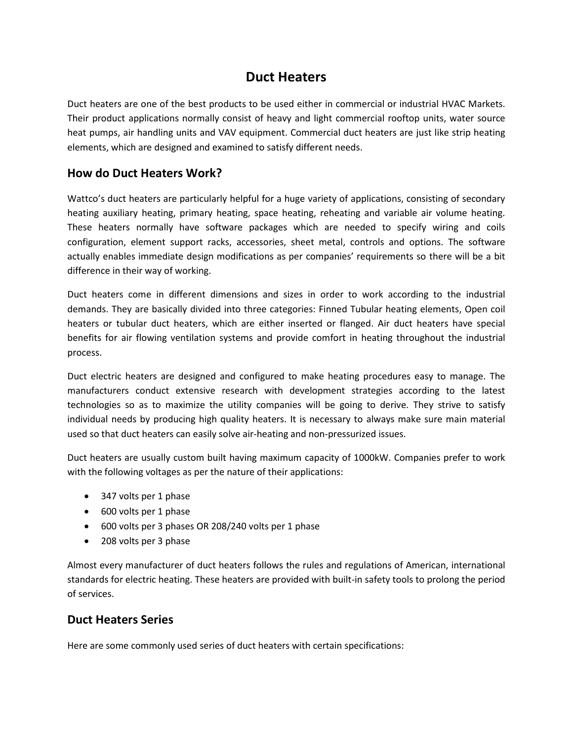# Duct Heaters

Duct heaters are one of the best products to be used either in commercial or industrial HVAC Markets. Their product applications normally consist of heavy and light commercial rooftop units, water source heat pumps, air handling units and VAV equipment. Commercial duct heaters are just like strip heating elements, which are designed and examined to satisfy different needs.

## How do Duct Heaters Work?

Wattco's duct heaters are particularly helpful for a huge variety of applications, consisting of secondary heating auxiliary heating, primary heating, space heating, reheating and variable air volume heating. These heaters normally have software packages which are needed to specify wiring and coils configuration, element support racks, accessories, sheet metal, controls and options. The software actually enables immediate design modifications as per companies' requirements so there will be a bit difference in their way of working.

Duct heaters come in different dimensions and sizes in order to work according to the industrial demands. They are basically divided into three categories: Finned Tubular heating elements, Open coil heaters or tubular duct heaters, which are either inserted or flanged. Air duct heaters have special benefits for air flowing ventilation systems and provide comfort in heating throughout the industrial process.

Duct electric heaters are designed and configured to make heating procedures easy to manage. The manufacturers conduct extensive research with development strategies according to the latest technologies so as to maximize the utility companies will be going to derive. They strive to satisfy individual needs by producing high quality heaters. It is necessary to always make sure main material used so that duct heaters can easily solve air-heating and non-pressurized issues.

Duct heaters are usually custom built having maximum capacity of 1000kW. Companies prefer to work with the following voltages as per the nature of their applications:

- 347 volts per 1 phase
- 600 volts per 1 phase
- 600 volts per 3 phases OR 208/240 volts per 1 phase
- 208 volts per 3 phase

Almost every manufacturer of duct heaters follows the rules and regulations of American, international standards for electric heating. These heaters are provided with built-in safety tools to prolong the period of services.

## Duct Heaters Series

Here are some commonly used series of duct heaters with certain specifications: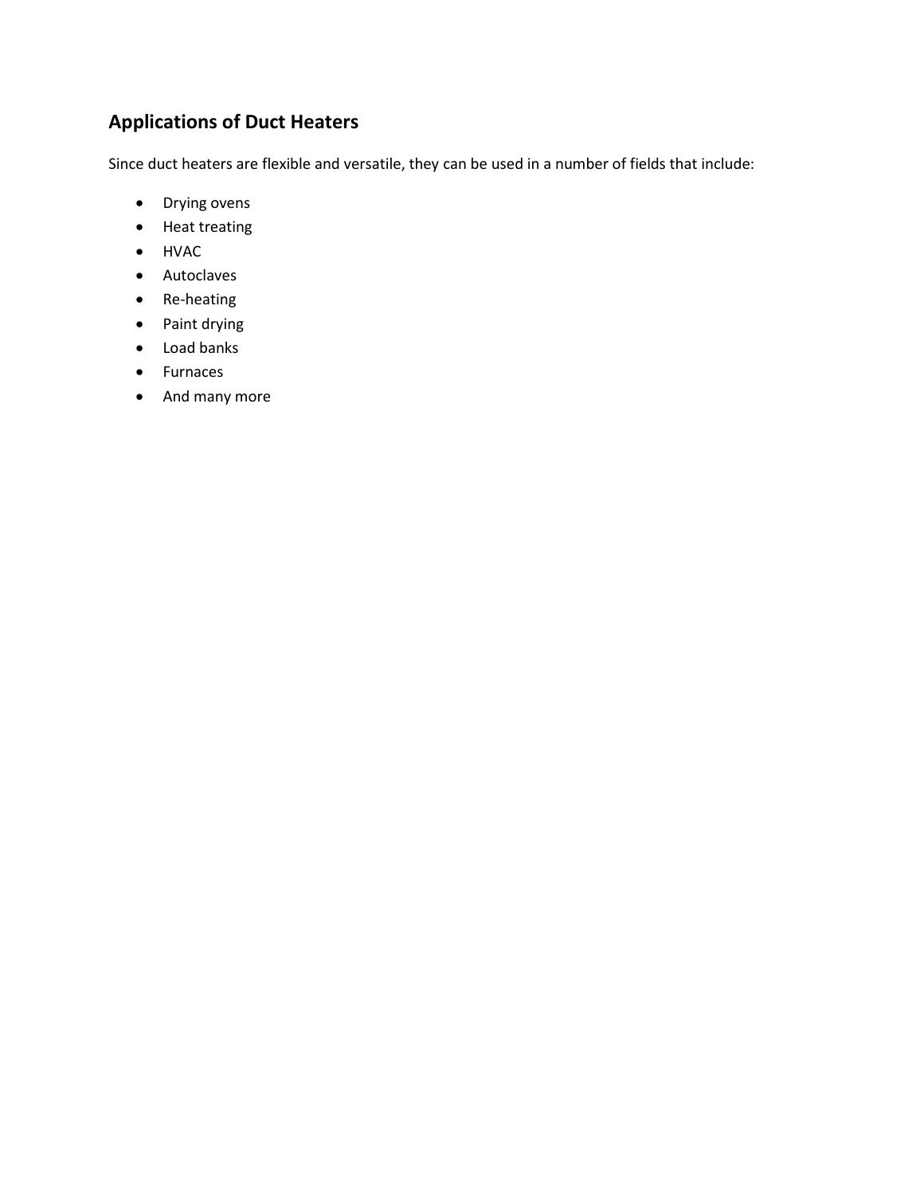## Applications of Duct Heaters

Since duct heaters are flexible and versatile, they can be used in a number of fields that include:

- Drying ovens
- Heat treating
- HVAC
- Autoclaves
- Re-heating
- Paint drying
- Load banks
- Furnaces
- And many more